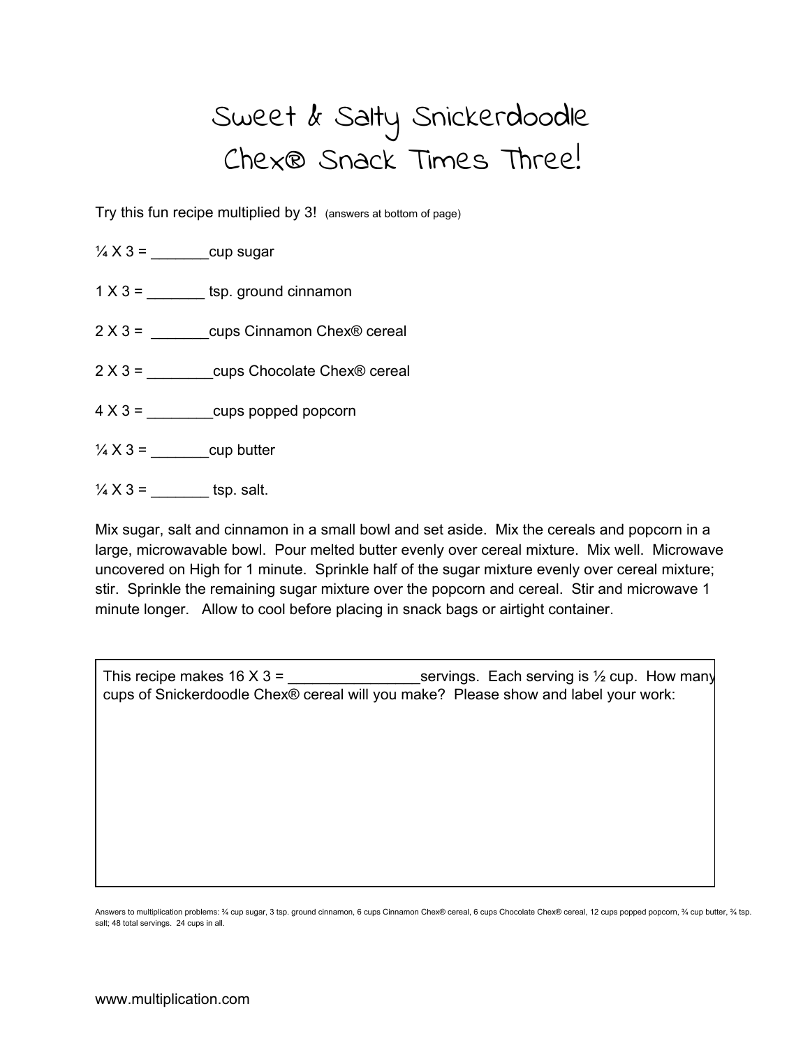# Sweet & Salty Snickerdoodle Chex® Snack Times Three!

Try this fun recipe multiplied by 3! (answers at bottom of page)

$\frac{1}{4} \times 3$ = _______cup sugar

$1 \times 3$ = _______ tsp. ground cinnamon

$2 \times 3$ = _______cups Cinnamon Chex® cereal

$2 \times 3$ = ________cups Chocolate Chex® cereal

$4 \times 3$ = ________cups popped popcorn

$\frac{1}{4} \times 3$ = _______cup butter

$\frac{1}{4} \times 3$ = _______ tsp. salt.

Mix sugar, salt and cinnamon in a small bowl and set aside. Mix the cereals and popcorn in a large, microwavable bowl. Pour melted butter evenly over cereal mixture. Mix well. Microwave uncovered on High for 1 minute. Sprinkle half of the sugar mixture evenly over cereal mixture; stir. Sprinkle the remaining sugar mixture over the popcorn and cereal. Stir and microwave 1 minute longer. Allow to cool before placing in snack bags or airtight container.

This recipe makes $16 \times 3$ = ________________servings. Each serving is ½ cup. How many cups of Snickerdoodle Chex® cereal will you make? Please show and label your work:

Answers to multiplication problems: ¾ cup sugar, 3 tsp. ground cinnamon, 6 cups Cinnamon Chex® cereal, 6 cups Chocolate Chex® cereal, 12 cups popped popcorn, ¾ cup butter, ¾ tsp. salt; 48 total servings. 24 cups in all.

www.multiplication.com